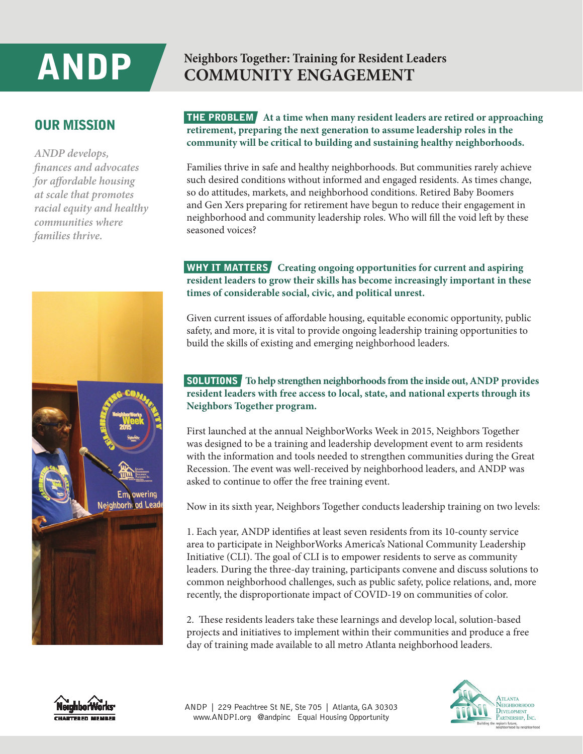# ANDP

## Neighbors Together: Training for Resident Leaders
# COMMUNITY ENGAGEMENT

## OUR MISSION

*ANDP develops, finances and advocates for affordable housing at scale that promotes racial equity and healthy communities where families thrive.*

**THE PROBLEM** **At a time when many resident leaders are retired or approaching retirement, preparing the next generation to assume leadership roles in the community will be critical to building and sustaining healthy neighborhoods.**

Families thrive in safe and healthy neighborhoods. But communities rarely achieve such desired conditions without informed and engaged residents. As times change, so do attitudes, markets, and neighborhood conditions. Retired Baby Boomers and Gen Xers preparing for retirement have begun to reduce their engagement in neighborhood and community leadership roles. Who will fill the void left by these seasoned voices?

**WHY IT MATTERS** **Creating ongoing opportunities for current and aspiring resident leaders to grow their skills has become increasingly important in these times of considerable social, civic, and political unrest.**

Given current issues of affordable housing, equitable economic opportunity, public safety, and more, it is vital to provide ongoing leadership training opportunities to build the skills of existing and emerging neighborhood leaders.

**SOLUTIONS** **To help strengthen neighborhoods from the inside out, ANDP provides resident leaders with free access to local, state, and national experts through its Neighbors Together program.**

First launched at the annual NeighborWorks Week in 2015, Neighbors Together was designed to be a training and leadership development event to arm residents with the information and tools needed to strengthen communities during the Great Recession. The event was well-received by neighborhood leaders, and ANDP was asked to continue to offer the free training event.

Now in its sixth year, Neighbors Together conducts leadership training on two levels:

1. Each year, ANDP identifies at least seven residents from its 10-county service area to participate in NeighborWorks America's National Community Leadership Initiative (CLI). The goal of CLI is to empower residents to serve as community leaders. During the three-day training, participants convene and discuss solutions to common neighborhood challenges, such as public safety, police relations, and, more recently, the disproportionate impact of COVID-19 on communities of color.

2. These residents leaders take these learnings and develop local, solution-based projects and initiatives to implement within their communities and produce a free day of training made available to all metro Atlanta neighborhood leaders.

ANDP | 229 Peachtree St NE, Ste 705 | Atlanta, GA 30303
www.ANDPI.org @andpinc Equal Housing Opportunity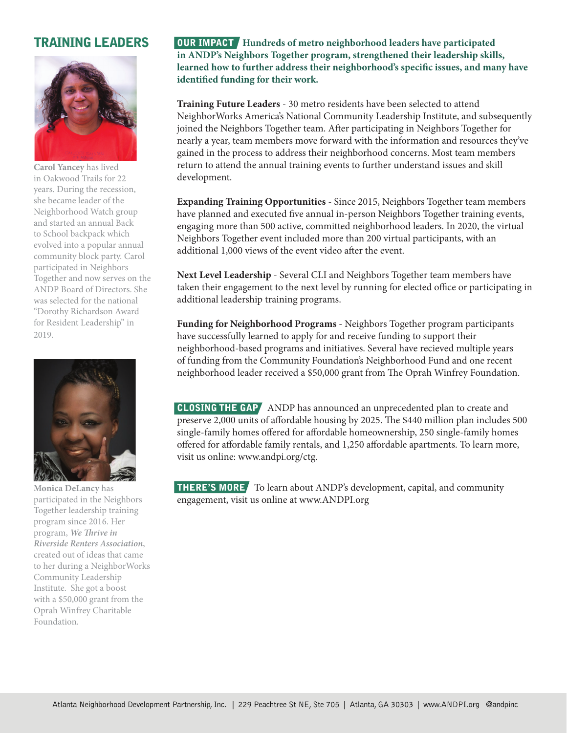## TRAINING LEADERS

**Carol Yancey** has lived in Oakwood Trails for 22 years. During the recession, she became leader of the Neighborhood Watch group and started an annual Back to School backpack which evolved into a popular annual community block party. Carol participated in Neighbors Together and now serves on the ANDP Board of Directors. She was selected for the national "Dorothy Richardson Award for Resident Leadership" in 2019.

**Monica DeLancy** has participated in the Neighbors Together leadership training program since 2016. Her program, ***We Thrive in Riverside Renters Association***, created out of ideas that came to her during a NeighborWorks Community Leadership Institute. She got a boost with a $50,000 grant from the Oprah Winfrey Charitable Foundation.

**OUR IMPACT** **Hundreds of metro neighborhood leaders have participated in ANDP's Neighbors Together program, strengthened their leadership skills, learned how to further address their neighborhood's specific issues, and many have identified funding for their work.**

**Training Future Leaders** - 30 metro residents have been selected to attend NeighborWorks America's National Community Leadership Institute, and subsequently joined the Neighbors Together team. After participating in Neighbors Together for nearly a year, team members move forward with the information and resources they've gained in the process to address their neighborhood concerns. Most team members return to attend the annual training events to further understand issues and skill development.

**Expanding Training Opportunities** - Since 2015, Neighbors Together team members have planned and executed five annual in-person Neighbors Together training events, engaging more than 500 active, committed neighborhood leaders. In 2020, the virtual Neighbors Together event included more than 200 virtual participants, with an additional 1,000 views of the event video after the event.

**Next Level Leadership** - Several CLI and Neighbors Together team members have taken their engagement to the next level by running for elected office or participating in additional leadership training programs.

**Funding for Neighborhood Programs** - Neighbors Together program participants have successfully learned to apply for and receive funding to support their neighborhood-based programs and initiatives. Several have recieved multiple years of funding from the Community Foundation's Neighborhood Fund and one recent neighborhood leader received a $50,000 grant from The Oprah Winfrey Foundation.

**CLOSING THE GAP** ANDP has announced an unprecedented plan to create and preserve 2,000 units of affordable housing by 2025. The $440 million plan includes 500 single-family homes offered for affordable homeownership, 250 single-family homes offered for affordable family rentals, and 1,250 affordable apartments. To learn more, visit us online: www.andpi.org/ctg.

**THERE'S MORE** To learn about ANDP's development, capital, and community engagement, visit us online at www.ANDPI.org

Atlanta Neighborhood Development Partnership, Inc. | 229 Peachtree St NE, Ste 705 | Atlanta, GA 30303 | www.ANDPI.org @andpinc